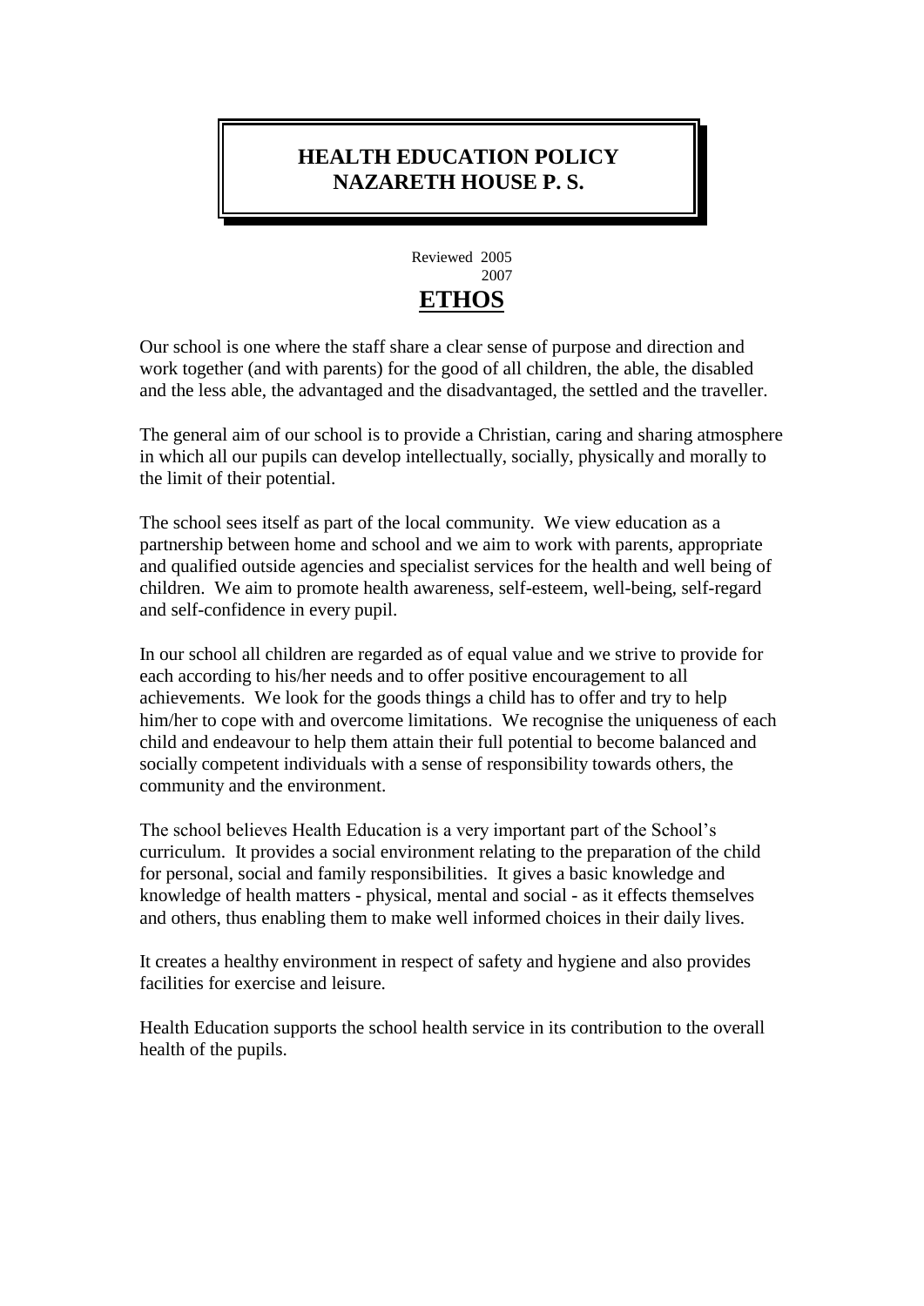# HEALTH EDUCATION POLICY
# NAZARETH HOUSE P. S.

Reviewed 2005
2007

## ETHOS

Our school is one where the staff share a clear sense of purpose and direction and work together (and with parents) for the good of all children, the able, the disabled and the less able, the advantaged and the disadvantaged, the settled and the traveller.

The general aim of our school is to provide a Christian, caring and sharing atmosphere in which all our pupils can develop intellectually, socially, physically and morally to the limit of their potential.

The school sees itself as part of the local community. We view education as a partnership between home and school and we aim to work with parents, appropriate and qualified outside agencies and specialist services for the health and well being of children. We aim to promote health awareness, self-esteem, well-being, self-regard and self-confidence in every pupil.

In our school all children are regarded as of equal value and we strive to provide for each according to his/her needs and to offer positive encouragement to all achievements. We look for the goods things a child has to offer and try to help him/her to cope with and overcome limitations. We recognise the uniqueness of each child and endeavour to help them attain their full potential to become balanced and socially competent individuals with a sense of responsibility towards others, the community and the environment.

The school believes Health Education is a very important part of the School's curriculum. It provides a social environment relating to the preparation of the child for personal, social and family responsibilities. It gives a basic knowledge and knowledge of health matters - physical, mental and social - as it effects themselves and others, thus enabling them to make well informed choices in their daily lives.

It creates a healthy environment in respect of safety and hygiene and also provides facilities for exercise and leisure.

Health Education supports the school health service in its contribution to the overall health of the pupils.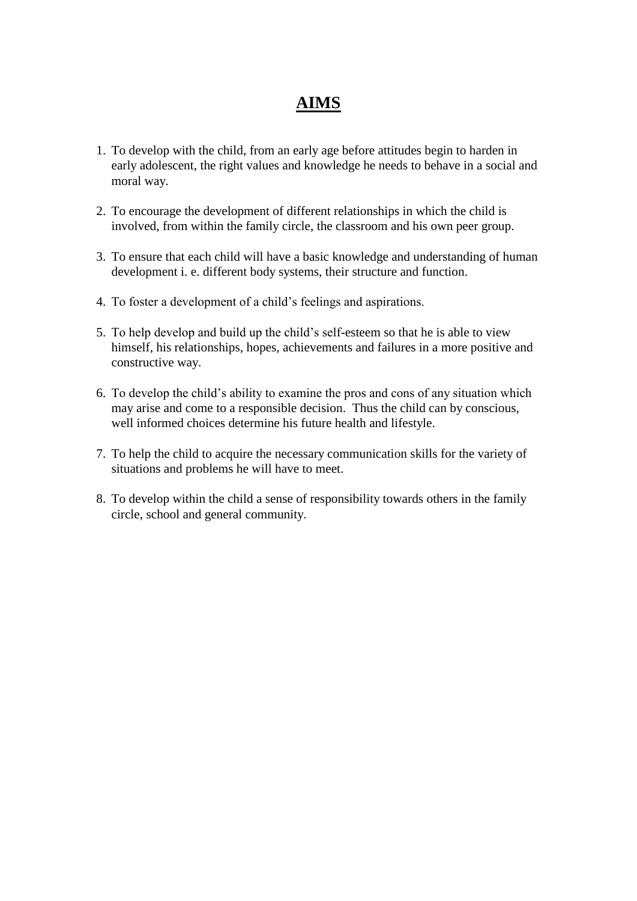# AIMS

1. To develop with the child, from an early age before attitudes begin to harden in early adolescent, the right values and knowledge he needs to behave in a social and moral way.

2. To encourage the development of different relationships in which the child is involved, from within the family circle, the classroom and his own peer group.

3. To ensure that each child will have a basic knowledge and understanding of human development i. e. different body systems, their structure and function.

4. To foster a development of a child's feelings and aspirations.

5. To help develop and build up the child's self-esteem so that he is able to view himself, his relationships, hopes, achievements and failures in a more positive and constructive way.

6. To develop the child's ability to examine the pros and cons of any situation which may arise and come to a responsible decision. Thus the child can by conscious, well informed choices determine his future health and lifestyle.

7. To help the child to acquire the necessary communication skills for the variety of situations and problems he will have to meet.

8. To develop within the child a sense of responsibility towards others in the family circle, school and general community.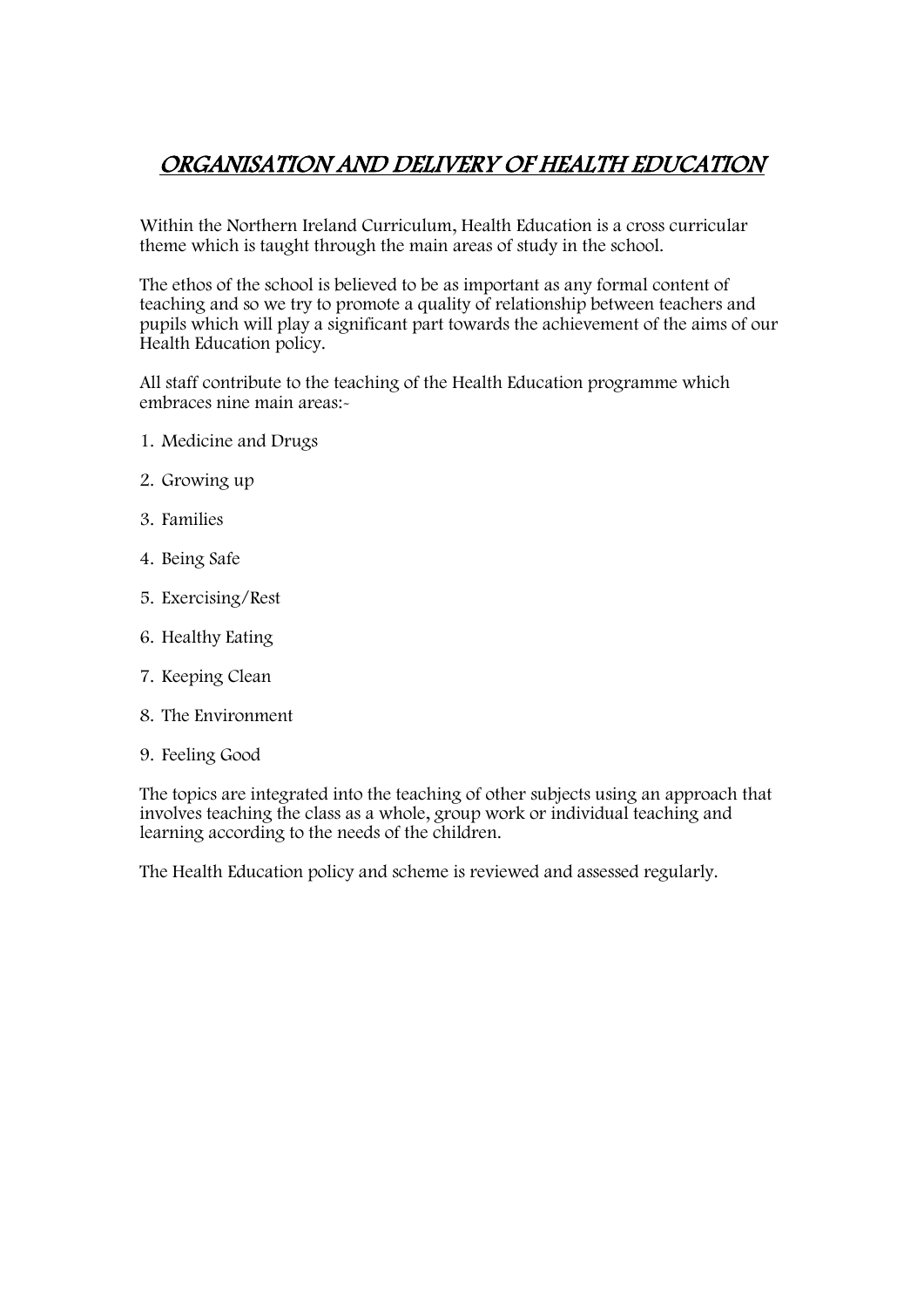# *ORGANISATION AND DELIVERY OF HEALTH EDUCATION*

Within the Northern Ireland Curriculum, Health Education is a cross curricular theme which is taught through the main areas of study in the school.

The ethos of the school is believed to be as important as any formal content of teaching and so we try to promote a quality of relationship between teachers and pupils which will play a significant part towards the achievement of the aims of our Health Education policy.

All staff contribute to the teaching of the Health Education programme which embraces nine main areas:-

1. Medicine and Drugs
2. Growing up
3. Families
4. Being Safe
5. Exercising/Rest
6. Healthy Eating
7. Keeping Clean
8. The Environment
9. Feeling Good

The topics are integrated into the teaching of other subjects using an approach that involves teaching the class as a whole, group work or individual teaching and learning according to the needs of the children.

The Health Education policy and scheme is reviewed and assessed regularly.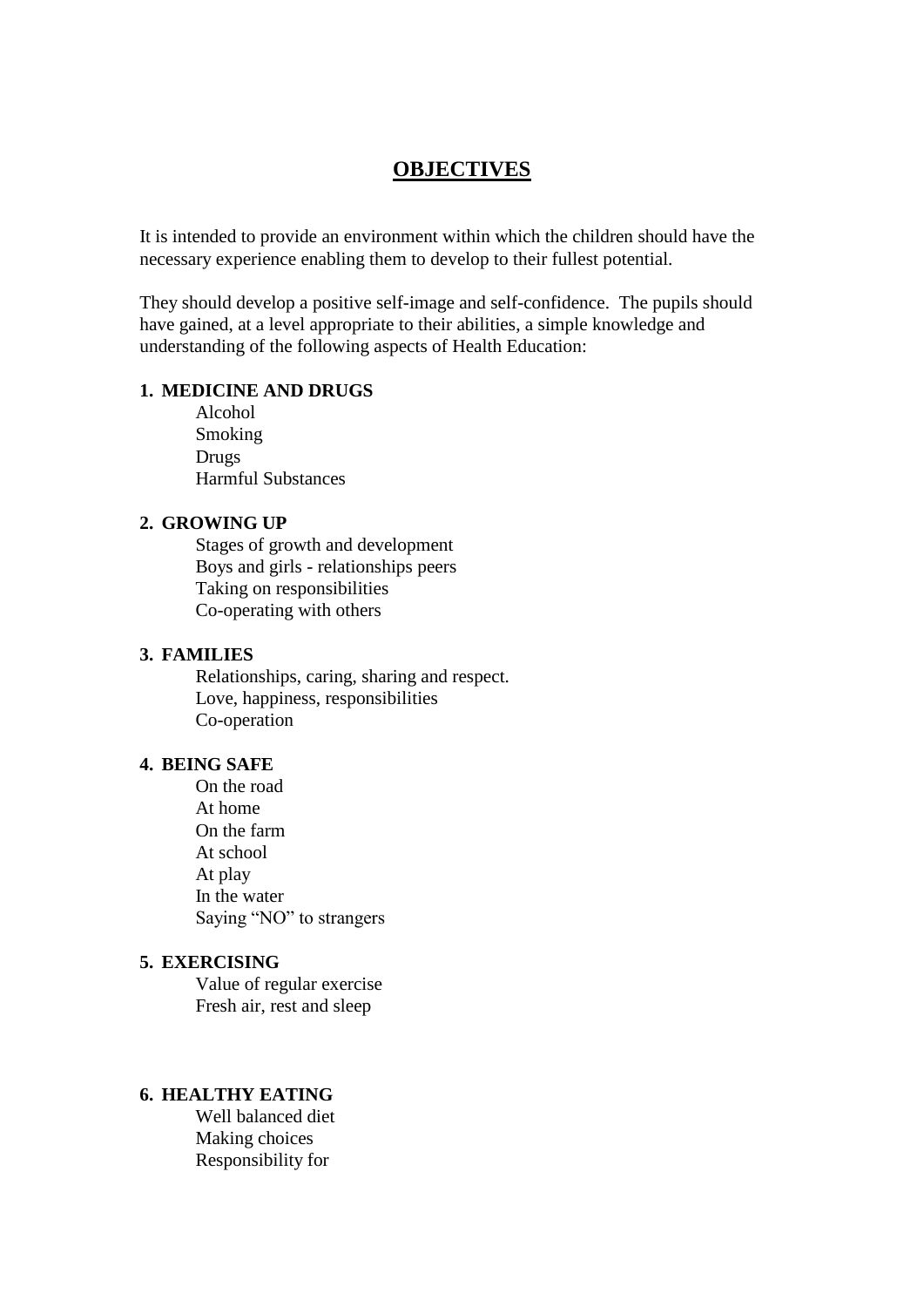# OBJECTIVES

It is intended to provide an environment within which the children should have the necessary experience enabling them to develop to their fullest potential.

They should develop a positive self-image and self-confidence. The pupils should have gained, at a level appropriate to their abilities, a simple knowledge and understanding of the following aspects of Health Education:

**1. MEDICINE AND DRUGS**

- Alcohol
- Smoking
- Drugs
- Harmful Substances

**2. GROWING UP**

- Stages of growth and development
- Boys and girls - relationships peers
- Taking on responsibilities
- Co-operating with others

**3. FAMILIES**

- Relationships, caring, sharing and respect.
- Love, happiness, responsibilities
- Co-operation

**4. BEING SAFE**

- On the road
- At home
- On the farm
- At school
- At play
- In the water
- Saying "NO" to strangers

**5. EXERCISING**

- Value of regular exercise
- Fresh air, rest and sleep

**6. HEALTHY EATING**

- Well balanced diet
- Making choices
- Responsibility for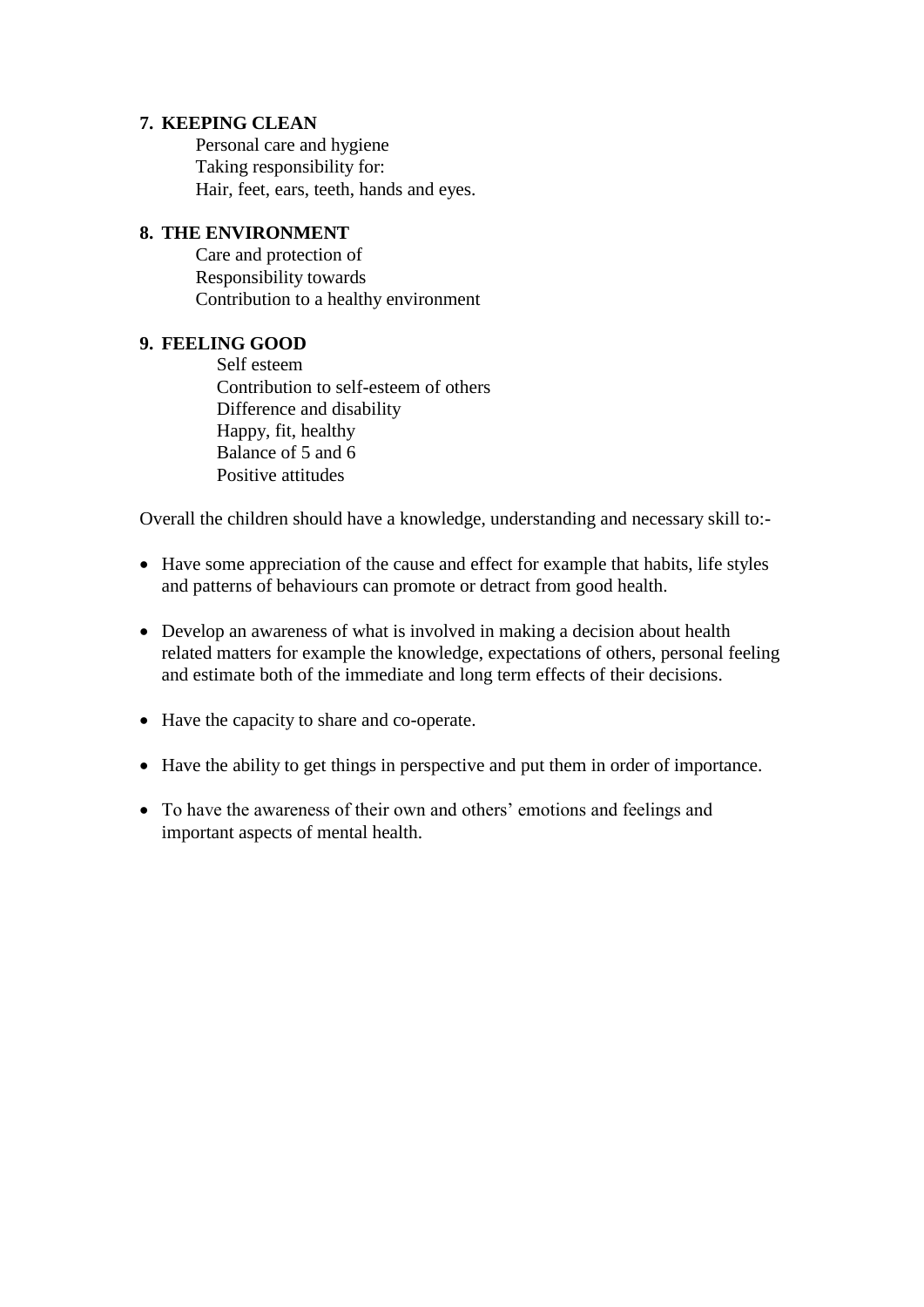**7. KEEPING CLEAN**

Personal care and hygiene
Taking responsibility for:
Hair, feet, ears, teeth, hands and eyes.

**8. THE ENVIRONMENT**

Care and protection of
Responsibility towards
Contribution to a healthy environment

**9. FEELING GOOD**

Self esteem
Contribution to self-esteem of others
Difference and disability
Happy, fit, healthy
Balance of 5 and 6
Positive attitudes

Overall the children should have a knowledge, understanding and necessary skill to:-

- Have some appreciation of the cause and effect for example that habits, life styles and patterns of behaviours can promote or detract from good health.

- Develop an awareness of what is involved in making a decision about health related matters for example the knowledge, expectations of others, personal feeling and estimate both of the immediate and long term effects of their decisions.

- Have the capacity to share and co-operate.

- Have the ability to get things in perspective and put them in order of importance.

- To have the awareness of their own and others' emotions and feelings and important aspects of mental health.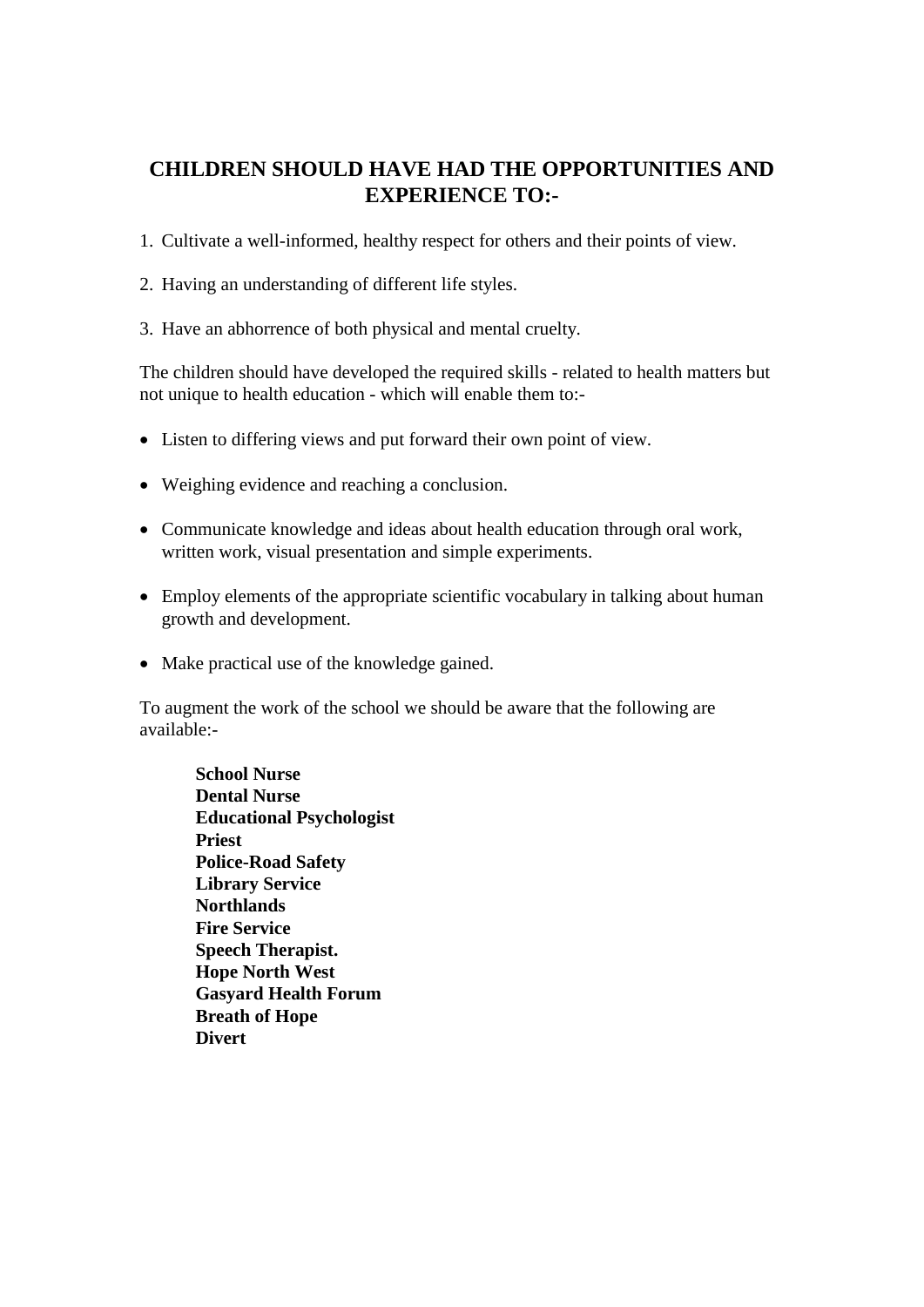## CHILDREN SHOULD HAVE HAD THE OPPORTUNITIES AND EXPERIENCE TO:-

1. Cultivate a well-informed, healthy respect for others and their points of view.

2. Having an understanding of different life styles.

3. Have an abhorrence of both physical and mental cruelty.

The children should have developed the required skills - related to health matters but not unique to health education - which will enable them to:-

- Listen to differing views and put forward their own point of view.

- Weighing evidence and reaching a conclusion.

- Communicate knowledge and ideas about health education through oral work, written work, visual presentation and simple experiments.

- Employ elements of the appropriate scientific vocabulary in talking about human growth and development.

- Make practical use of the knowledge gained.

To augment the work of the school we should be aware that the following are available:-

**School Nurse**
**Dental Nurse**
**Educational Psychologist**
**Priest**
**Police-Road Safety**
**Library Service**
**Northlands**
**Fire Service**
**Speech Therapist.**
**Hope North West**
**Gasyard Health Forum**
**Breath of Hope**
**Divert**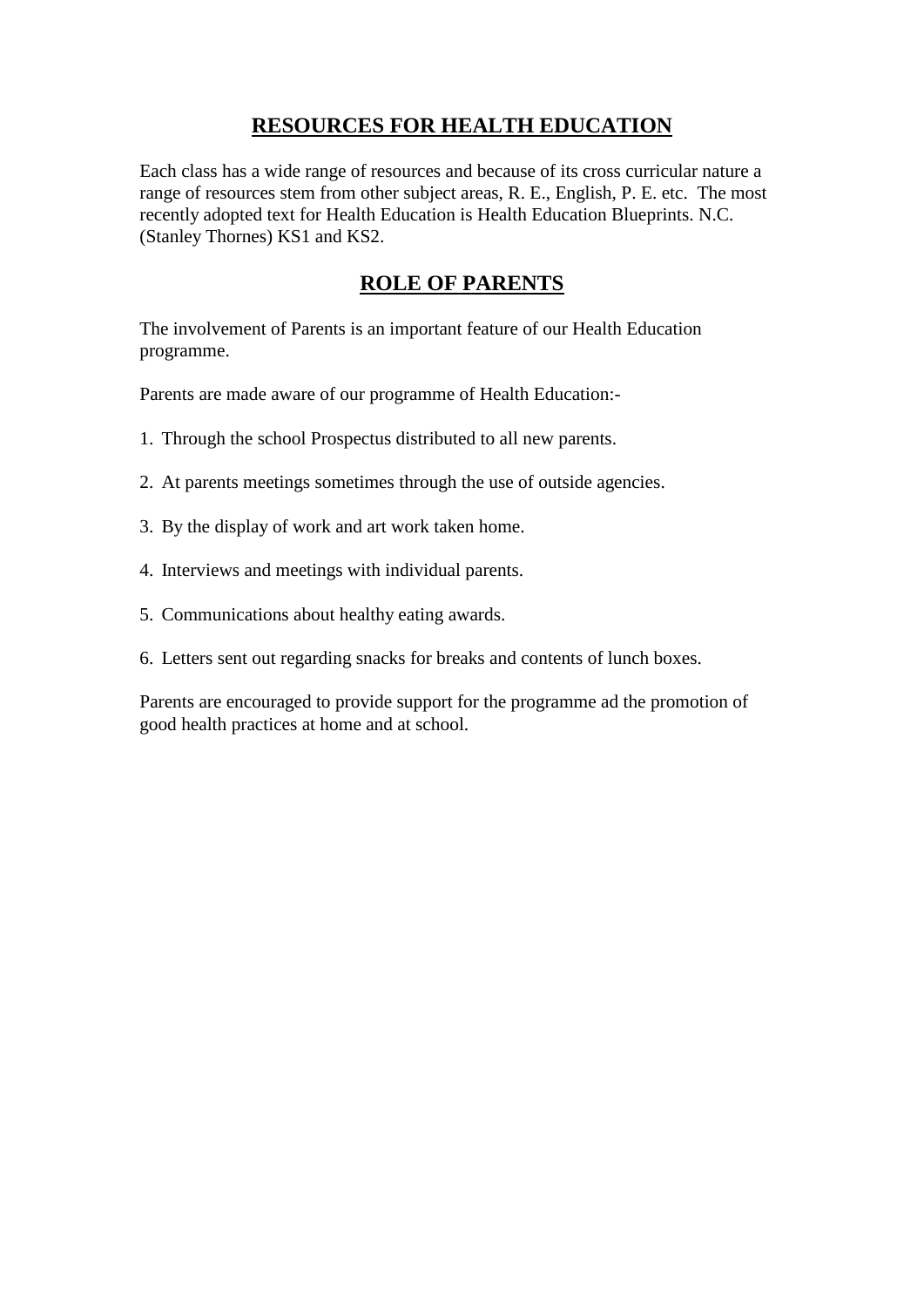## RESOURCES FOR HEALTH EDUCATION

Each class has a wide range of resources and because of its cross curricular nature a range of resources stem from other subject areas, R. E., English, P. E. etc. The most recently adopted text for Health Education is Health Education Blueprints. N.C. (Stanley Thornes) KS1 and KS2.

## ROLE OF PARENTS

The involvement of Parents is an important feature of our Health Education programme.

Parents are made aware of our programme of Health Education:-

1. Through the school Prospectus distributed to all new parents.

2. At parents meetings sometimes through the use of outside agencies.

3. By the display of work and art work taken home.

4. Interviews and meetings with individual parents.

5. Communications about healthy eating awards.

6. Letters sent out regarding snacks for breaks and contents of lunch boxes.

Parents are encouraged to provide support for the programme ad the promotion of good health practices at home and at school.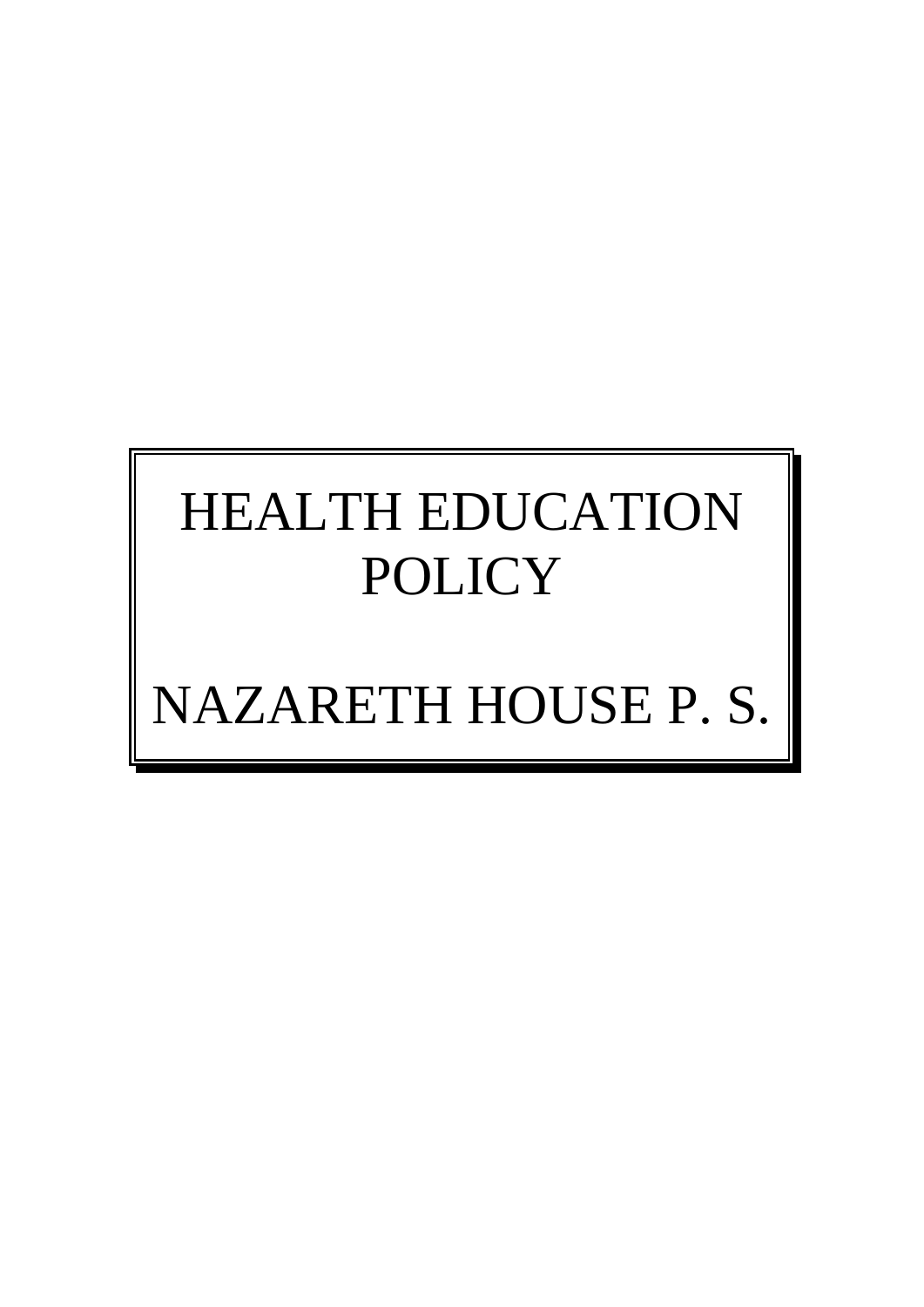# HEALTH EDUCATION POLICY

# NAZARETH HOUSE P. S.